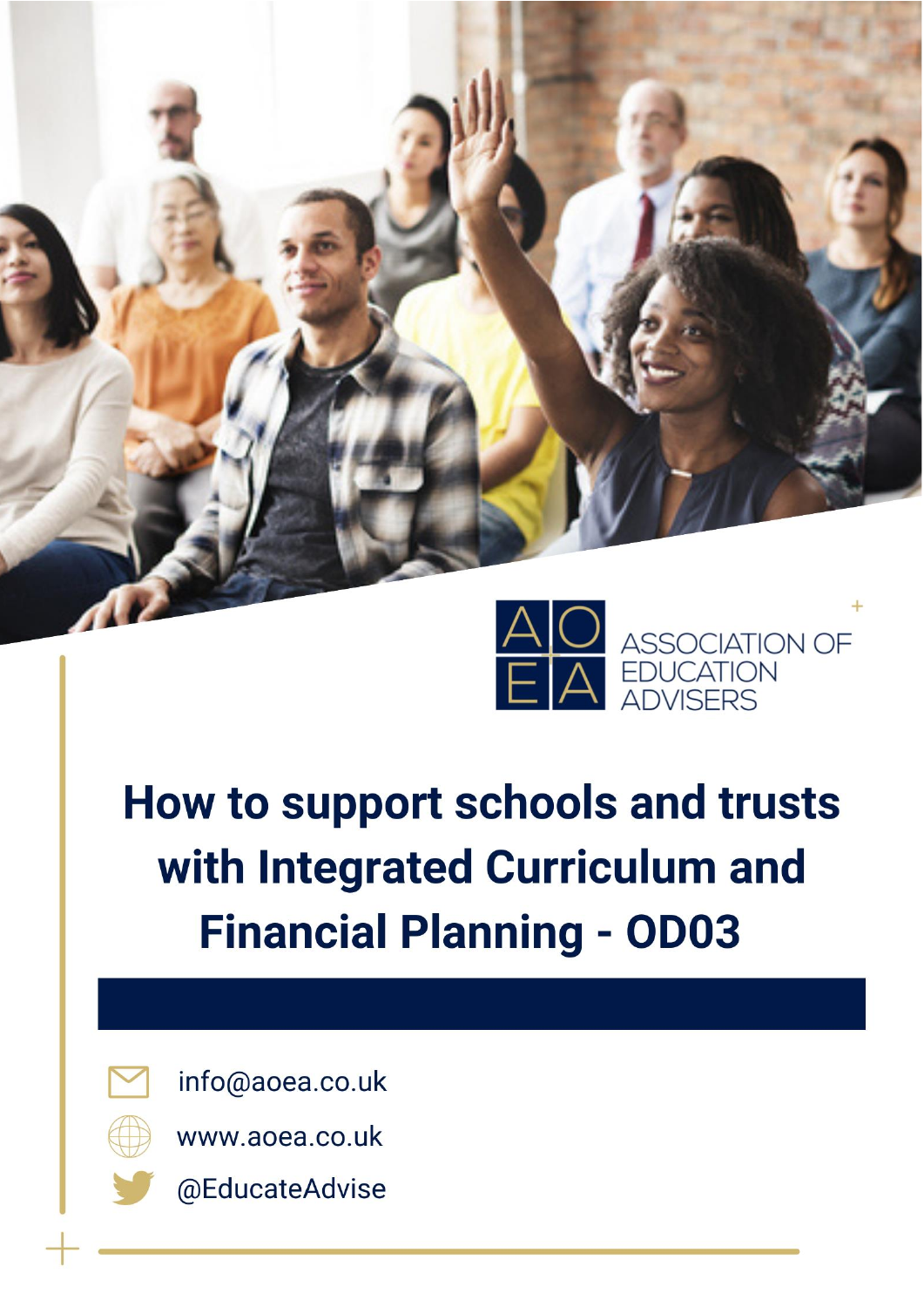ASSOCIATION OF EDUCATION ADVISERS

# How to support schools and trusts with Integrated Curriculum and Financial Planning - OD03

info@aoea.co.uk

www.aoea.co.uk

@EducateAdvise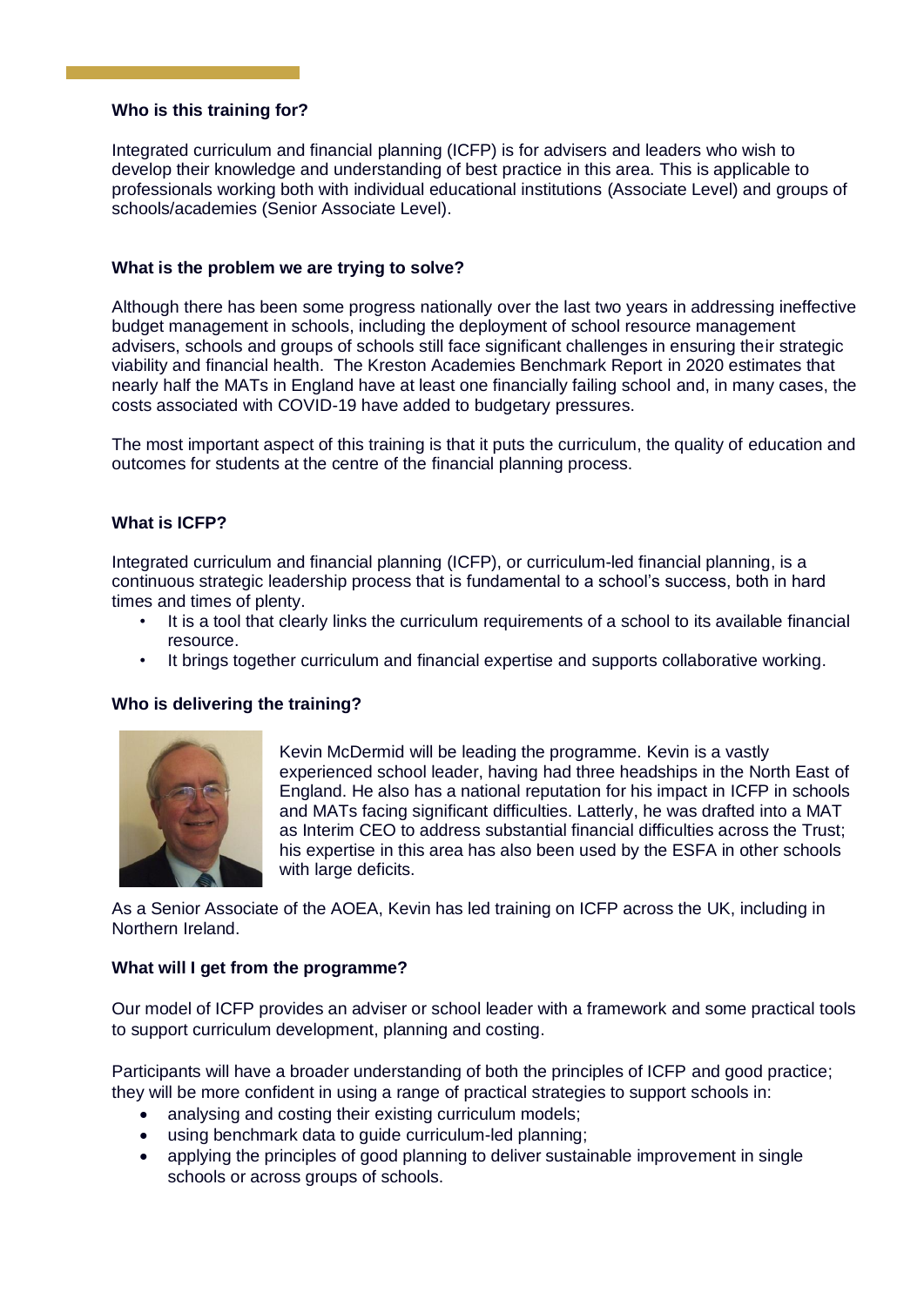**Who is this training for?**

Integrated curriculum and financial planning (ICFP) is for advisers and leaders who wish to develop their knowledge and understanding of best practice in this area. This is applicable to professionals working both with individual educational institutions (Associate Level) and groups of schools/academies (Senior Associate Level).

**What is the problem we are trying to solve?**

Although there has been some progress nationally over the last two years in addressing ineffective budget management in schools, including the deployment of school resource management advisers, schools and groups of schools still face significant challenges in ensuring their strategic viability and financial health. The Kreston Academies Benchmark Report in 2020 estimates that nearly half the MATs in England have at least one financially failing school and, in many cases, the costs associated with COVID-19 have added to budgetary pressures.

The most important aspect of this training is that it puts the curriculum, the quality of education and outcomes for students at the centre of the financial planning process.

**What is ICFP?**

Integrated curriculum and financial planning (ICFP), or curriculum-led financial planning, is a continuous strategic leadership process that is fundamental to a school's success, both in hard times and times of plenty.

- It is a tool that clearly links the curriculum requirements of a school to its available financial resource.
- It brings together curriculum and financial expertise and supports collaborative working.

**Who is delivering the training?**

Kevin McDermid will be leading the programme. Kevin is a vastly experienced school leader, having had three headships in the North East of England. He also has a national reputation for his impact in ICFP in schools and MATs facing significant difficulties. Latterly, he was drafted into a MAT as Interim CEO to address substantial financial difficulties across the Trust; his expertise in this area has also been used by the ESFA in other schools with large deficits.

As a Senior Associate of the AOEA, Kevin has led training on ICFP across the UK, including in Northern Ireland.

**What will I get from the programme?**

Our model of ICFP provides an adviser or school leader with a framework and some practical tools to support curriculum development, planning and costing.

Participants will have a broader understanding of both the principles of ICFP and good practice; they will be more confident in using a range of practical strategies to support schools in:

- analysing and costing their existing curriculum models;
- using benchmark data to guide curriculum-led planning;
- applying the principles of good planning to deliver sustainable improvement in single schools or across groups of schools.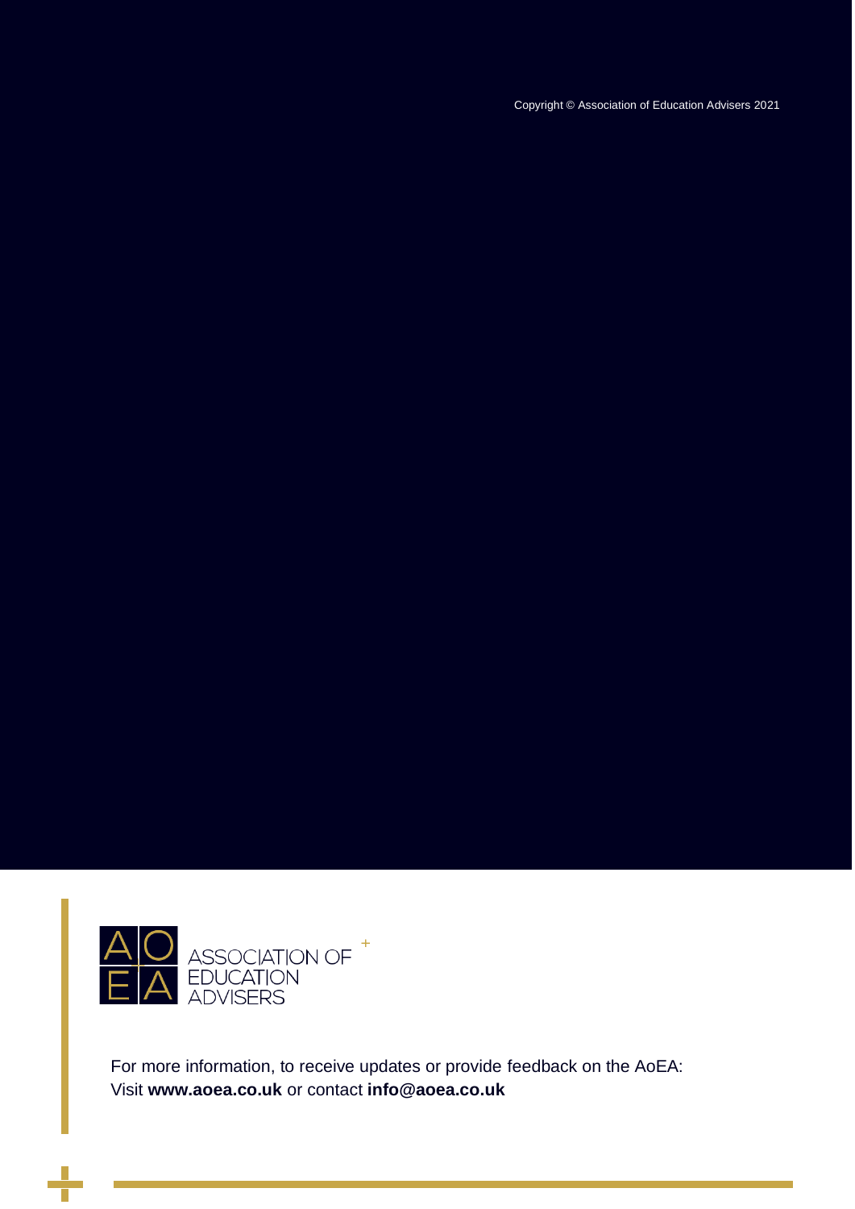Copyright © Association of Education Advisers 2021

ASSOCIATION OF EDUCATION ADVISERS

For more information, to receive updates or provide feedback on the AoEA:
Visit **www.aoea.co.uk** or contact **info@aoea.co.uk**